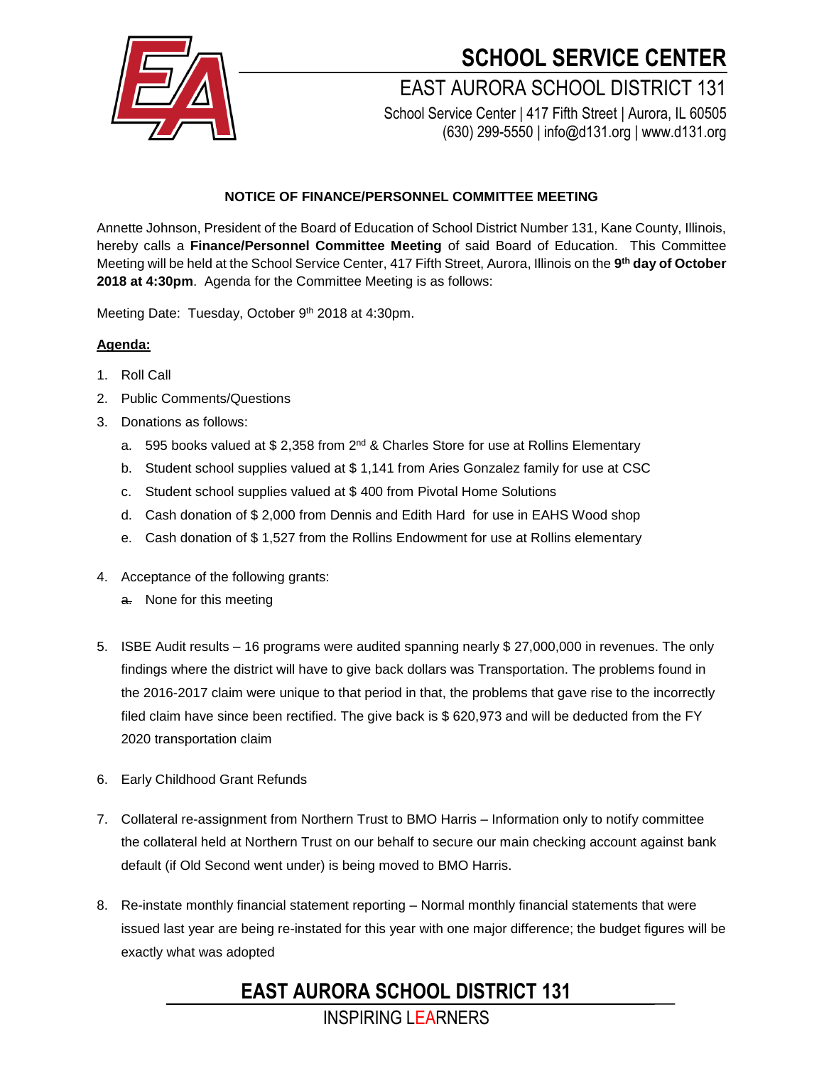# SCHOOL SERVICE CENTER

## EAST AURORA SCHOOL DISTRICT 131

School Service Center | 417 Fifth Street | Aurora, IL 60505
(630) 299-5550 | info@d131.org | www.d131.org

**NOTICE OF FINANCE/PERSONNEL COMMITTEE MEETING**

Annette Johnson, President of the Board of Education of School District Number 131, Kane County, Illinois, hereby calls a **Finance/Personnel Committee Meeting** of said Board of Education. This Committee Meeting will be held at the School Service Center, 417 Fifth Street, Aurora, Illinois on the **9th day of October 2018 at 4:30pm**. Agenda for the Committee Meeting is as follows:

Meeting Date: Tuesday, October 9th 2018 at 4:30pm.

**Agenda:**

1. Roll Call
2. Public Comments/Questions
3. Donations as follows:
   a. 595 books valued at $ 2,358 from 2nd & Charles Store for use at Rollins Elementary
   b. Student school supplies valued at $ 1,141 from Aries Gonzalez family for use at CSC
   c. Student school supplies valued at $ 400 from Pivotal Home Solutions
   d. Cash donation of $ 2,000 from Dennis and Edith Hard for use in EAHS Wood shop
   e. Cash donation of $ 1,527 from the Rollins Endowment for use at Rollins elementary
4. Acceptance of the following grants:
   ~~a.~~ None for this meeting
5. ISBE Audit results – 16 programs were audited spanning nearly $ 27,000,000 in revenues. The only findings where the district will have to give back dollars was Transportation. The problems found in the 2016-2017 claim were unique to that period in that, the problems that gave rise to the incorrectly filed claim have since been rectified. The give back is $ 620,973 and will be deducted from the FY 2020 transportation claim
6. Early Childhood Grant Refunds
7. Collateral re-assignment from Northern Trust to BMO Harris – Information only to notify committee the collateral held at Northern Trust on our behalf to secure our main checking account against bank default (if Old Second went under) is being moved to BMO Harris.
8. Re-instate monthly financial statement reporting – Normal monthly financial statements that were issued last year are being re-instated for this year with one major difference; the budget figures will be exactly what was adopted

**EAST AURORA SCHOOL DISTRICT 131**

INSPIRING LEARNERS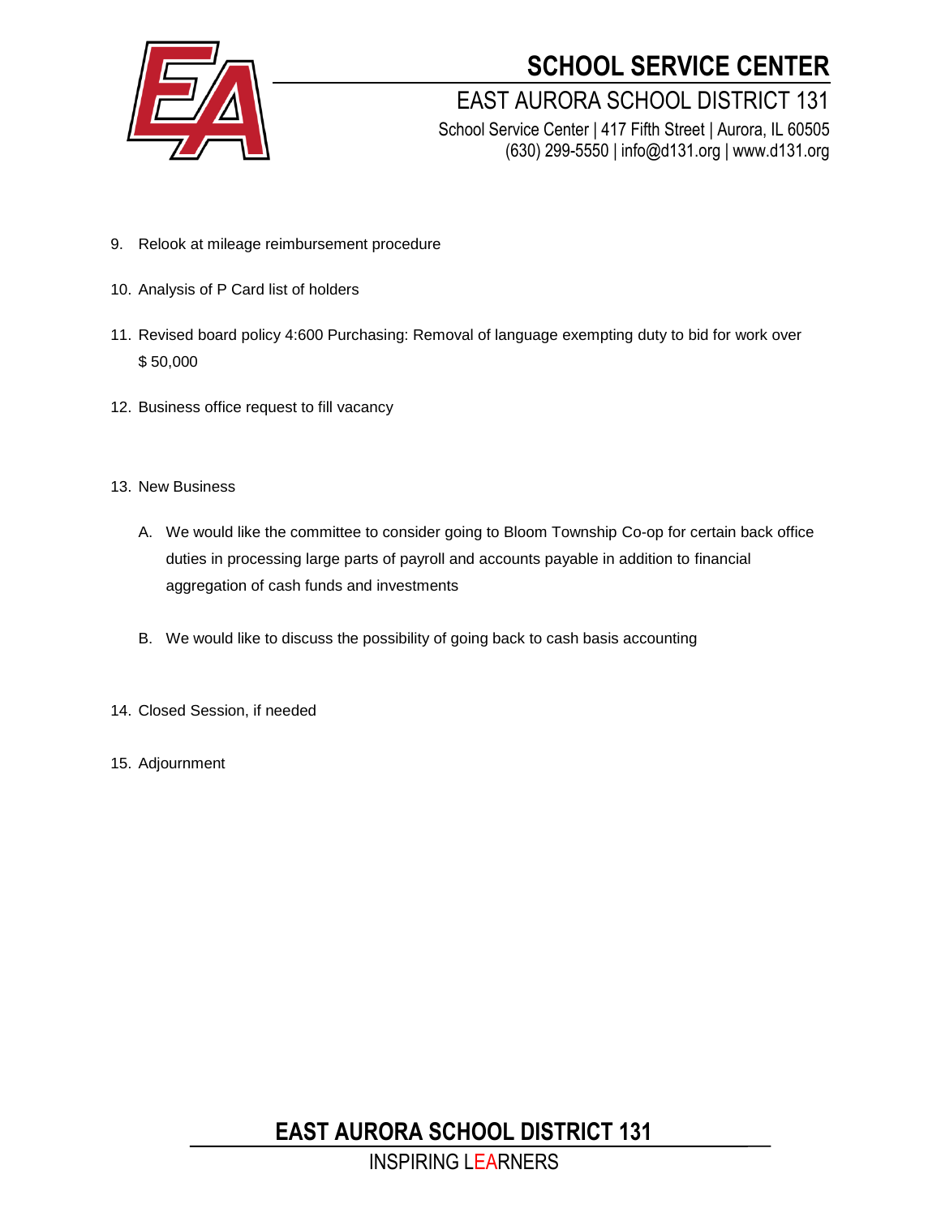9. Relook at mileage reimbursement procedure

10. Analysis of P Card list of holders

11. Revised board policy 4:600 Purchasing: Removal of language exempting duty to bid for work over $ 50,000

12. Business office request to fill vacancy

13. New Business

    A. We would like the committee to consider going to Bloom Township Co-op for certain back office duties in processing large parts of payroll and accounts payable in addition to financial aggregation of cash funds and investments

    B. We would like to discuss the possibility of going back to cash basis accounting

14. Closed Session, if needed

15. Adjournment